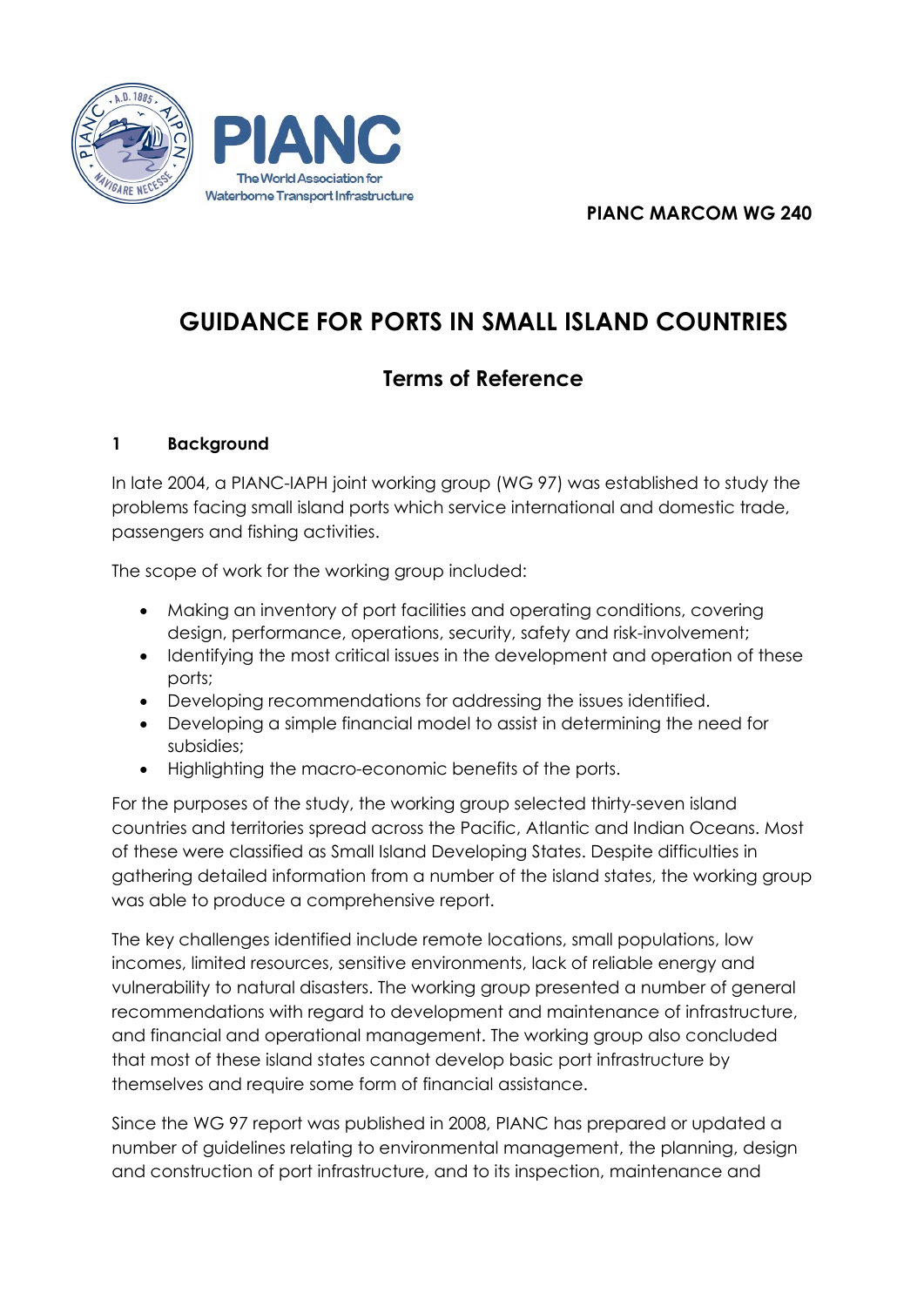PIANC MARCOM WG 240

# GUIDANCE FOR PORTS IN SMALL ISLAND COUNTRIES

## Terms of Reference

### 1 Background

In late 2004, a PIANC-IAPH joint working group (WG 97) was established to study the problems facing small island ports which service international and domestic trade, passengers and fishing activities.

The scope of work for the working group included:

- Making an inventory of port facilities and operating conditions, covering design, performance, operations, security, safety and risk-involvement;
- Identifying the most critical issues in the development and operation of these ports;
- Developing recommendations for addressing the issues identified.
- Developing a simple financial model to assist in determining the need for subsidies;
- Highlighting the macro-economic benefits of the ports.

For the purposes of the study, the working group selected thirty-seven island countries and territories spread across the Pacific, Atlantic and Indian Oceans. Most of these were classified as Small Island Developing States. Despite difficulties in gathering detailed information from a number of the island states, the working group was able to produce a comprehensive report.

The key challenges identified include remote locations, small populations, low incomes, limited resources, sensitive environments, lack of reliable energy and vulnerability to natural disasters. The working group presented a number of general recommendations with regard to development and maintenance of infrastructure, and financial and operational management. The working group also concluded that most of these island states cannot develop basic port infrastructure by themselves and require some form of financial assistance.

Since the WG 97 report was published in 2008, PIANC has prepared or updated a number of guidelines relating to environmental management, the planning, design and construction of port infrastructure, and to its inspection, maintenance and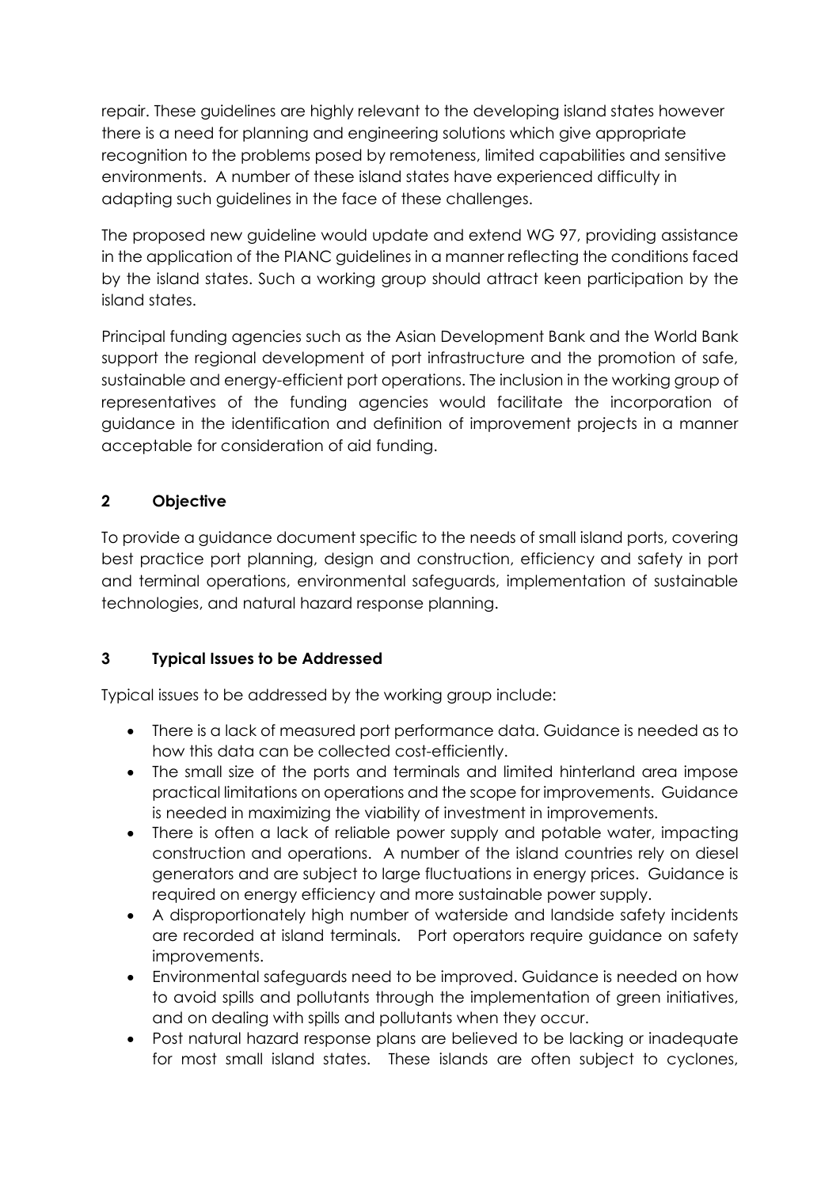repair. These guidelines are highly relevant to the developing island states however there is a need for planning and engineering solutions which give appropriate recognition to the problems posed by remoteness, limited capabilities and sensitive environments. A number of these island states have experienced difficulty in adapting such guidelines in the face of these challenges.

The proposed new guideline would update and extend WG 97, providing assistance in the application of the PIANC guidelines in a manner reflecting the conditions faced by the island states. Such a working group should attract keen participation by the island states.

Principal funding agencies such as the Asian Development Bank and the World Bank support the regional development of port infrastructure and the promotion of safe, sustainable and energy-efficient port operations. The inclusion in the working group of representatives of the funding agencies would facilitate the incorporation of guidance in the identification and definition of improvement projects in a manner acceptable for consideration of aid funding.

## 2 Objective

To provide a guidance document specific to the needs of small island ports, covering best practice port planning, design and construction, efficiency and safety in port and terminal operations, environmental safeguards, implementation of sustainable technologies, and natural hazard response planning.

## 3 Typical Issues to be Addressed

Typical issues to be addressed by the working group include:

- There is a lack of measured port performance data. Guidance is needed as to how this data can be collected cost-efficiently.
- The small size of the ports and terminals and limited hinterland area impose practical limitations on operations and the scope for improvements. Guidance is needed in maximizing the viability of investment in improvements.
- There is often a lack of reliable power supply and potable water, impacting construction and operations. A number of the island countries rely on diesel generators and are subject to large fluctuations in energy prices. Guidance is required on energy efficiency and more sustainable power supply.
- A disproportionately high number of waterside and landside safety incidents are recorded at island terminals. Port operators require guidance on safety improvements.
- Environmental safeguards need to be improved. Guidance is needed on how to avoid spills and pollutants through the implementation of green initiatives, and on dealing with spills and pollutants when they occur.
- Post natural hazard response plans are believed to be lacking or inadequate for most small island states. These islands are often subject to cyclones,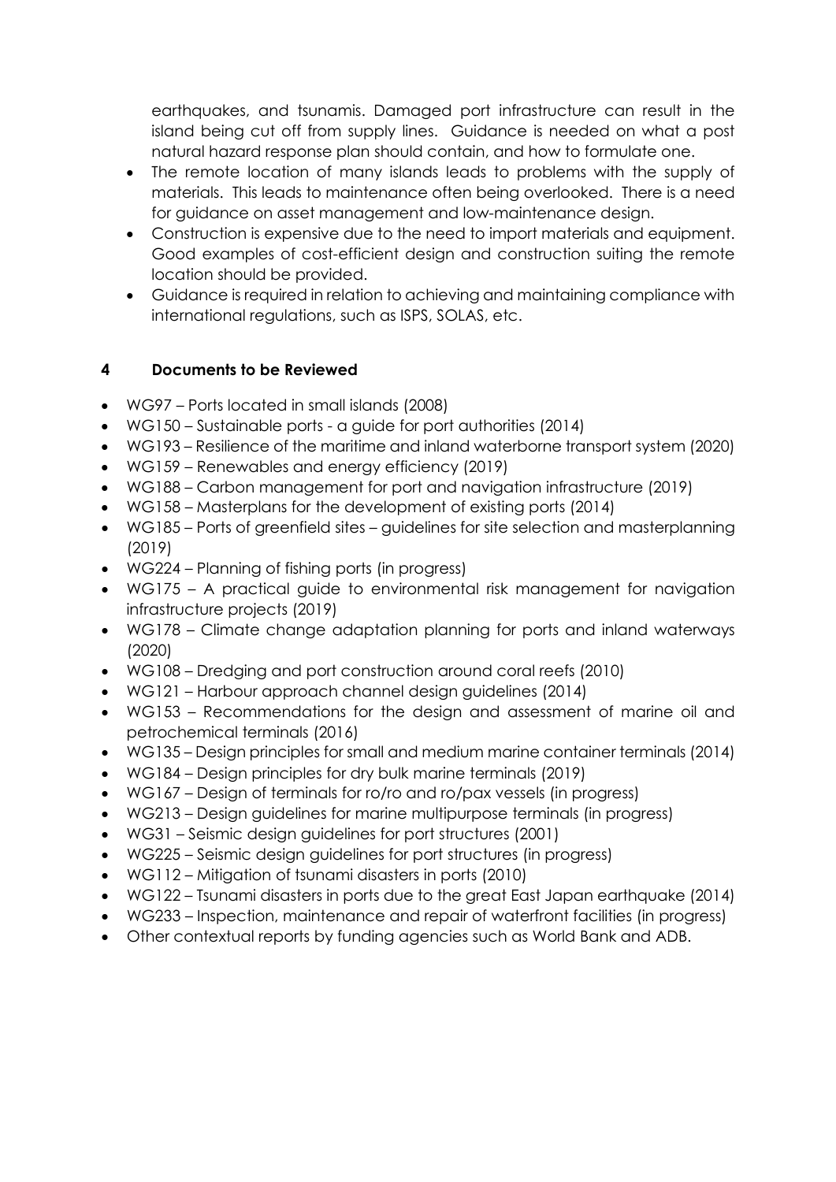earthquakes, and tsunamis. Damaged port infrastructure can result in the island being cut off from supply lines. Guidance is needed on what a post natural hazard response plan should contain, and how to formulate one.

- The remote location of many islands leads to problems with the supply of materials. This leads to maintenance often being overlooked. There is a need for guidance on asset management and low-maintenance design.
- Construction is expensive due to the need to import materials and equipment. Good examples of cost-efficient design and construction suiting the remote location should be provided.
- Guidance is required in relation to achieving and maintaining compliance with international regulations, such as ISPS, SOLAS, etc.

## 4 Documents to be Reviewed

- WG97 – Ports located in small islands (2008)
- WG150 – Sustainable ports - a guide for port authorities (2014)
- WG193 – Resilience of the maritime and inland waterborne transport system (2020)
- WG159 – Renewables and energy efficiency (2019)
- WG188 – Carbon management for port and navigation infrastructure (2019)
- WG158 – Masterplans for the development of existing ports (2014)
- WG185 – Ports of greenfield sites – guidelines for site selection and masterplanning (2019)
- WG224 – Planning of fishing ports (in progress)
- WG175 – A practical guide to environmental risk management for navigation infrastructure projects (2019)
- WG178 – Climate change adaptation planning for ports and inland waterways (2020)
- WG108 – Dredging and port construction around coral reefs (2010)
- WG121 – Harbour approach channel design guidelines (2014)
- WG153 – Recommendations for the design and assessment of marine oil and petrochemical terminals (2016)
- WG135 – Design principles for small and medium marine container terminals (2014)
- WG184 – Design principles for dry bulk marine terminals (2019)
- WG167 – Design of terminals for ro/ro and ro/pax vessels (in progress)
- WG213 – Design guidelines for marine multipurpose terminals (in progress)
- WG31 – Seismic design guidelines for port structures (2001)
- WG225 – Seismic design guidelines for port structures (in progress)
- WG112 – Mitigation of tsunami disasters in ports (2010)
- WG122 – Tsunami disasters in ports due to the great East Japan earthquake (2014)
- WG233 – Inspection, maintenance and repair of waterfront facilities (in progress)
- Other contextual reports by funding agencies such as World Bank and ADB.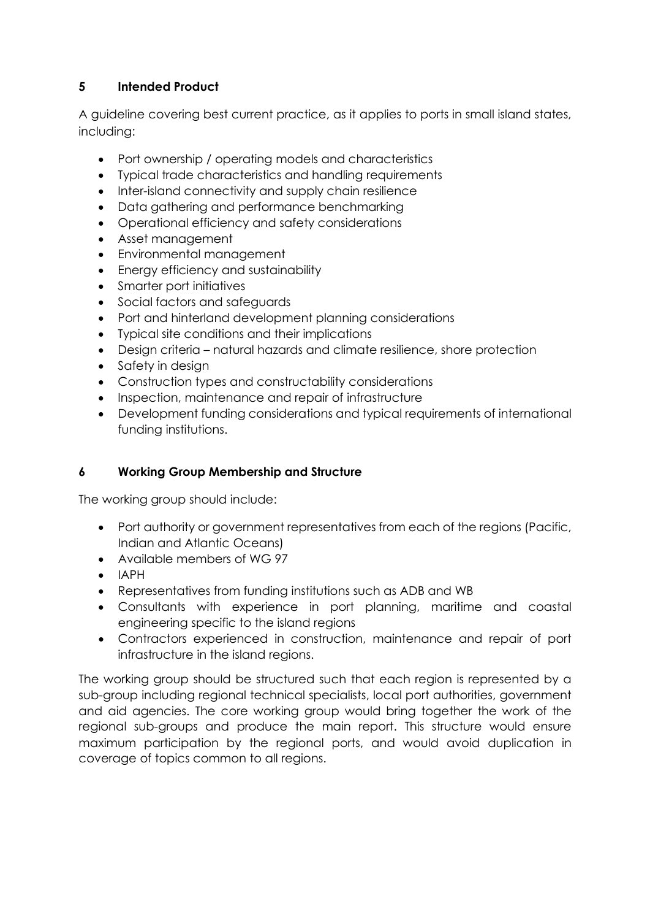## 5 Intended Product

A guideline covering best current practice, as it applies to ports in small island states, including:

- Port ownership / operating models and characteristics
- Typical trade characteristics and handling requirements
- Inter-island connectivity and supply chain resilience
- Data gathering and performance benchmarking
- Operational efficiency and safety considerations
- Asset management
- Environmental management
- Energy efficiency and sustainability
- Smarter port initiatives
- Social factors and safeguards
- Port and hinterland development planning considerations
- Typical site conditions and their implications
- Design criteria – natural hazards and climate resilience, shore protection
- Safety in design
- Construction types and constructability considerations
- Inspection, maintenance and repair of infrastructure
- Development funding considerations and typical requirements of international funding institutions.

## 6 Working Group Membership and Structure

The working group should include:

- Port authority or government representatives from each of the regions (Pacific, Indian and Atlantic Oceans)
- Available members of WG 97
- IAPH
- Representatives from funding institutions such as ADB and WB
- Consultants with experience in port planning, maritime and coastal engineering specific to the island regions
- Contractors experienced in construction, maintenance and repair of port infrastructure in the island regions.

The working group should be structured such that each region is represented by a sub-group including regional technical specialists, local port authorities, government and aid agencies. The core working group would bring together the work of the regional sub-groups and produce the main report. This structure would ensure maximum participation by the regional ports, and would avoid duplication in coverage of topics common to all regions.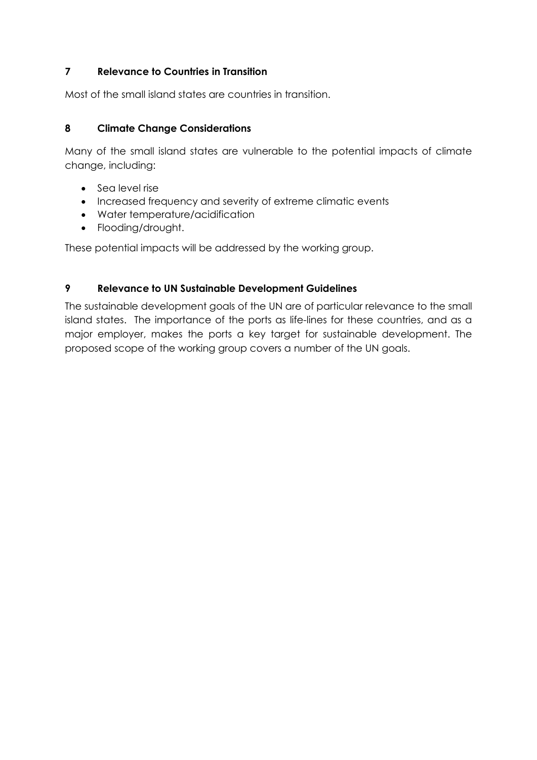## 7 Relevance to Countries in Transition

Most of the small island states are countries in transition.

## 8 Climate Change Considerations

Many of the small island states are vulnerable to the potential impacts of climate change, including:

- Sea level rise
- Increased frequency and severity of extreme climatic events
- Water temperature/acidification
- Flooding/drought.

These potential impacts will be addressed by the working group.

## 9 Relevance to UN Sustainable Development Guidelines

The sustainable development goals of the UN are of particular relevance to the small island states. The importance of the ports as life-lines for these countries, and as a major employer, makes the ports a key target for sustainable development. The proposed scope of the working group covers a number of the UN goals.